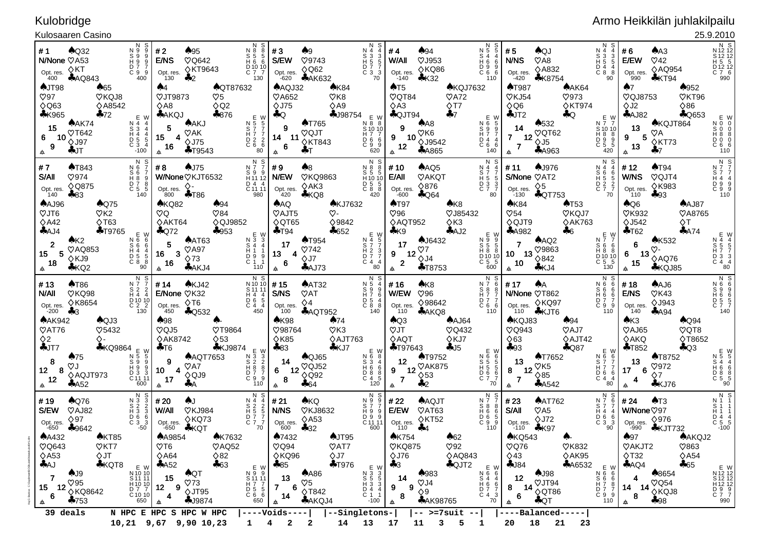# Kulobridge

Kulosaaren Casino

**Armo Heikkilän juhlakilpailu**

25.9.2010

## # 1 — N/None

| North | West | East | South |
|---|---|---|---|
| ♠Q32 ♥A53 ♦KT ♣AQ843 | ♠JT98 ♥97 ♦Q63 ♣K965 | ♠65 ♥KQJ8 ♦A8542 ♣72 | ♠AK74 ♥T642 ♦J97 ♣JT |

HCP: N 15, W 6, E 10, S 9. Opt. res. 400

| | N | S | | E | W |
|---|---|---|---|---|---|
| N | 9 | 9 | N | 4 | 4 |
| S | 9 | 9 | S | 3 | 4 |
| H | 9 | 9 | H | 4 | 4 |
| D | 7 | 7 | D | 5 | 5 |
| C | 9 | 9 | C | 3 | 4 |
| | 400 | | | -100 | |

## # 2 — E/NS

| North | West | East | South |
|---|---|---|---|
| ♠95 ♥Q642 ♦KT9643 ♣2 | ♠4 ♥JT9873 ♦A8 ♣AKQJ | ♠QT87632 ♥5 ♦Q2 ♣876 | ♠AKJ ♥AK ♦J75 ♣T9543 |

HCP: N 5, W 15, E 4, S 16. Opt. res. 130

| | N | S | | E | W |
|---|---|---|---|---|---|
| N | 8 | 8 | N | 5 | 5 |
| S | 5 | 5 | S | 7 | 7 |
| H | 6 | 6 | H | 7 | 7 |
| D | 10 | 10 | D | 2 | 2 |
| C | 7 | 7 | C | 6 | 6 |
| | 130 | | | 80 | |

## # 3 — S/EW

| North | West | East | South |
|---|---|---|---|
| ♠9 ♥9743 ♦Q62 ♣AK632 | ♠AQJ32 ♥A652 ♦J75 ♣Q | ♠K84 ♥K8 ♦A9 ♣J98754 | ♠T765 ♥QJT ♦KT843 ♣T |

HCP: N 9, W 14, E 11, S 6. Opt. res. -620

| | N | S | | E | W |
|---|---|---|---|---|---|
| N | 4 | 4 | N | 8 | 8 |
| S | 3 | 3 | S | 10 | 10 |
| H | 5 | 5 | H | 7 | 7 |
| D | 7 | 7 | D | 6 | 6 |
| C | 3 | 3 | C | 9 | 9 |
| | 70 | | | 620 | |

## # 4 — W/All

| North | West | East | South |
|---|---|---|---|
| ♠94 ♥J953 ♦KQ86 ♣K32 | ♠T5 ♥QT84 ♦A3 ♣QJT94 | ♠KQJ7632 ♥A72 ♦T7 ♣7 | ♠A8 ♥K6 ♦J9542 ♣A865 |

HCP: N 9, W 9, E 10, S 12. Opt. res. -140

| | N | S | | E | W |
|---|---|---|---|---|---|
| N | 5 | 5 | N | 6 | 5 |
| S | 4 | 4 | S | 9 | 9 |
| H | 6 | 6 | H | 7 | 7 |
| D | 9 | 9 | D | 4 | 4 |
| C | 6 | 6 | C | 6 | 6 |
| | 110 | | | 140 | |

## # 5 — N/NS

| North | West | East | South |
|---|---|---|---|
| ♠QJ ♥A8 ♦A832 ♣K8754 | ♠T987 ♥KJ54 ♦Q6 ♣JT2 | ♠AK64 ♥973 ♦KT974 ♣Q | ♠532 ♥QT62 ♦J5 ♣A963 |

HCP: N 14, W 7, E 12, S 7. Opt. res. -420

| | N | S | | E | W |
|---|---|---|---|---|---|
| N | 4 | 4 | N | 7 | 7 |
| S | 3 | 3 | S | 10 | 10 |
| H | 5 | 5 | H | 8 | 8 |
| D | 4 | 4 | D | 9 | 9 |
| C | 8 | 8 | C | 5 | 5 |
| | 90 | | | 420 | |

## # 6 — E/EW

| North | West | East | South |
|---|---|---|---|
| ♠A3 ♥42 ♦AQ954 ♣KT94 | ♠7 ♥QJ8753 ♦J2 ♣AJ82 | ♠952 ♥KT96 ♦86 ♣Q653 | ♠KQJT864 ♥A ♦KT73 ♣7 |

HCP: N 13, W 9, E 5, S 13. Opt. res. 990

| | N | S | | E | W |
|---|---|---|---|---|---|
| N | 12 | 12 | N | 0 | 0 |
| S | 12 | 12 | S | 0 | 0 |
| H | 5 | 5 | H | 8 | 8 |
| D | 12 | 12 | D | 0 | 0 |
| C | 7 | 6 | C | 6 | 6 |
| | 990 | | | 110 | |

## # 7 — S/All

| North | West | East | South |
|---|---|---|---|
| ♠T843 ♥974 ♦Q875 ♣83 | ♠AJ96 ♥JT6 ♦A42 ♣AJ4 | ♠Q75 ♥K2 ♦T63 ♣T9765 | ♠K2 ♥AQ853 ♦KJ9 ♣KQ2 |

HCP: N 2, W 15, E 5, S 18. Opt. res. 140

| | N | S | | E | W |
|---|---|---|---|---|---|
| N | 6 | 7 | N | 6 | 6 |
| S | 6 | 7 | S | 6 | 6 |
| H | 8 | 9 | H | 4 | 4 |
| D | 7 | 8 | D | 5 | 5 |
| C | 5 | 5 | C | 8 | 8 |
| | 140 | | | 90 | |

## # 8 — W/None

| North | West | East | South |
|---|---|---|---|
| ♠J75 ♥KJT6532 ♦- ♣T86 | ♠KQ82 ♥Q ♦AKT64 ♣Q72 | ♠94 ♥84 ♦QJ9852 ♣953 | ♠AT63 ♥A97 ♦73 ♣AKJ4 |

HCP: N 5, W 16, E 3, S 16. Opt. res. 800

| | N | S | | E | W |
|---|---|---|---|---|---|
| N | 7 | 7 | N | 3 | 3 |
| S | 9 | 9 | S | 4 | 4 |
| H | 11 | 12 | H | 1 | 1 |
| D | 4 | 4 | D | 9 | 9 |
| C | 11 | 11 | C | 1 | 1 |
| | 980 | | | 110 | |

## # 9 — N/EW

| North | West | East | South |
|---|---|---|---|
| ♠8 ♥KQ9863 ♦AK3 ♣KQ8 | ♠AQ ♥AJT5 ♦QT65 ♣T94 | ♠KJ7632 ♥- ♦9842 ♣652 | ♠T954 ♥742 ♦J7 ♣AJ73 |

HCP: N 17, W 13, E 4, S 6. Opt. res. 420

| | N | S | | E | W |
|---|---|---|---|---|---|
| N | 8 | 8 | N | 4 | 5 |
| S | 5 | 5 | S | 7 | 7 |
| H | 10 | 10 | H | 2 | 3 |
| D | 5 | 5 | D | 7 | 7 |
| C | 8 | 8 | C | 4 | 4 |
| | 420 | | | 80 | |

## # 10 — E/All

| North | West | East | South |
|---|---|---|---|
| ♠AQ5 ♥AKQT ♦876 ♣Q64 | ♠T97 ♥96 ♦AQT952 ♣K9 | ♠K8 ♥J85432 ♦K3 ♣AJ2 | ♠J6432 ♥7 ♦J4 ♣T8753 |

HCP: N 17, W 9, E 12, S 2. Opt. res. -600

| | N | S | | E | W |
|---|---|---|---|---|---|
| N | 4 | 4 | N | 9 | 9 |
| S | 7 | 7 | S | 5 | 5 |
| H | 5 | 5 | H | 8 | 8 |
| D | 3 | 3 | D | 10 | 10 |
| C | 7 | 7 | C | 5 | 5 |
| | 80 | | | 600 | |

## # 11 — S/None

| North | West | East | South |
|---|---|---|---|
| ♠J976 ♥AT2 ♦5 ♣QT753 | ♠K84 ♥54 ♦QJT9 ♣A982 | ♠T53 ♥KQJ7 ♦AK763 ♣6 | ♠AQ2 ♥9863 ♦842 ♣KJ4 |

HCP: N 7, W 10, E 13, S 10. Opt. res. -130

| | N | S | | E | W |
|---|---|---|---|---|---|
| N | 4 | 4 | N | 7 | 7 |
| S | 6 | 6 | S | 6 | 6 |
| H | 5 | 5 | H | 8 | 8 |
| D | 2 | 2 | D | 10 | 10 |
| C | 7 | 7 | C | 5 | 5 |
| | 70 | | | 130 | |

## # 12 — W/NS

| North | West | East | South |
|---|---|---|---|
| ♠T94 ♥QJT4 ♦K983 ♣93 | ♠Q6 ♥K932 ♦J542 ♣T62 | ♠AJ87 ♥A8765 ♦T ♣A74 | ♠K532 ♥- ♦AQ76 ♣KQJ85 |

HCP: N 6, W 6, E 13, S 15. Opt. res. 110

| | N | S | | E | W |
|---|---|---|---|---|---|
| N | 7 | 7 | N | 4 | 4 |
| S | 7 | 7 | S | 5 | 5 |
| H | 4 | 4 | H | 7 | 7 |
| D | 9 | 9 | D | 3 | 3 |
| C | 9 | 9 | C | 4 | 4 |
| | 110 | | | 80 | |

## # 13 — N/All

| North | West | East | South |
|---|---|---|---|
| ♠T86 ♥KQ98 ♦K8654 ♣3 | ♠AK942 ♥AT76 ♦2 ♣JT7 | ♠QJ3 ♥5432 ♦- ♣KQ9864 | ♠75 ♥J ♦AQJT973 ♣A52 |

HCP: N 8, W 12, E 8, S 12. Opt. res. -200

| | N | S | | E | W |
|---|---|---|---|---|---|
| N | 7 | 7 | N | 5 | 5 |
| S | 2 | 2 | S | 9 | 9 |
| H | 4 | 4 | H | 9 | 9 |
| D | 10 | 10 | D | 3 | 3 |
| C | 2 | 2 | C | 11 | 11 |
| | 130 | | | 600 | |

## # 14 — E/None

| North | West | East | South |
|---|---|---|---|
| ♠KJ42 ♥K32 ♦T6 ♣Q532 | ♠98 ♥QJ5 ♦AK8742 ♣T6 | ♠- ♥T9864 ♦53 ♣KJ9874 | ♠AQT7653 ♥A7 ♦QJ9 ♣A |

HCP: N 9, W 10, E 4, S 17. Opt. res. 450

| | N | S | | E | W |
|---|---|---|---|---|---|
| N | 10 | 10 | N | 3 | 3 |
| S | 11 | 11 | S | 2 | 2 |
| H | 4 | 4 | H | 8 | 8 |
| D | 6 | 5 | D | 7 | 7 |
| C | 4 | 4 | C | 9 | 9 |
| | 450 | | | 110 | |

## # 15 — S/NS

| North | West | East | South |
|---|---|---|---|
| ♠AT32 ♥AT ♦4 ♣AQT952 | ♠K98 ♥98764 ♦K85 ♣83 | ♠74 ♥K3 ♦AJT763 ♣KJ7 | ♠QJ65 ♥QJ52 ♦Q92 ♣64 |

HCP: N 14, W 6, E 12, S 8. Opt. res. 100

| | N | S | | E | W |
|---|---|---|---|---|---|
| N | 5 | 4 | N | 6 | 8 |
| S | 9 | 9 | S | 3 | 4 |
| H | 7 | 6 | H | 6 | 6 |
| D | 5 | 4 | D | 8 | 8 |
| C | 8 | 8 | C | 4 | 5 |
| | 140 | | | 120 | |

## # 16 — W/EW

| North | West | East | South |
|---|---|---|---|
| ♠K8 ♥96 ♦98642 ♣AKQ8 | ♠Q3 ♥JT ♦AQT ♣T97643 | ♠AJ64 ♥Q432 ♦KJ7 ♣J5 | ♠T9752 ♥AK875 ♦53 ♣2 |

HCP: N 12, W 9, E 12, S 7. Opt. res. 110

| | N | S | | E | W |
|---|---|---|---|---|---|
| N | 7 | 6 | N | 6 | 6 |
| S | 8 | 8 | S | 5 | 5 |
| H | 7 | 7 | H | 5 | 5 |
| D | 7 | 7 | D | 6 | 6 |
| C | 6 | 6 | C | 7 | 7 |
| | 110 | | | 70 | |

## # 17 — N/None

| North | West | East | South |
|---|---|---|---|
| ♠A ♥T862 ♦KQ97 ♣KJT6 | ♠KQJ83 ♥Q943 ♦63 ♣93 | ♠94 ♥AJ7 ♦AJT42 ♣Q87 | ♠T7652 ♥K5 ♦85 ♣A542 |

HCP: N 13, W 8, E 12, S 7. Opt. res. 110

| | N | S | | E | W |
|---|---|---|---|---|---|
| N | 6 | 6 | N | 6 | 6 |
| S | 6 | 6 | S | 7 | 7 |
| H | 6 | 6 | H | 7 | 7 |
| D | 7 | 7 | D | 6 | 6 |
| C | 9 | 9 | C | 4 | 4 |
| | 110 | | | 80 | |

## # 18 — E/NS

| North | West | East | South |
|---|---|---|---|
| ♠AJ6 ♥K43 ♦J943 ♣A94 | ♠K3 ♥AJ65 ♦AKQ ♣T852 | ♠Q94 ♥QT8 ♦T8652 ♣Q3 | ♠T8752 ♥972 ♦7 ♣KJ76 |

HCP: N 13, W 17, E 6, S 4. Opt. res. 140

| | N | S | | E | W |
|---|---|---|---|---|---|
| N | 6 | 6 | N | 5 | 5 |
| S | 9 | 9 | S | 4 | 4 |
| H | 6 | 6 | H | 6 | 6 |
| D | 5 | 5 | D | 8 | 8 |
| C | 7 | 7 | C | 5 | 5 |
| | 140 | | | 90 | |

## # 19 — S/EW

| North | West | East | South |
|---|---|---|---|
| ♠Q76 ♥AJ82 ♦97 ♣9642 | ♠A432 ♥Q643 ♦A53 ♣AJ | ♠KT85 ♥KT7 ♦JT ♣KQT8 | ♠J9 ♥95 ♦KQ8642 ♣753 |

HCP: N 7, W 15, E 12, S 6. Opt. res. -650

| | N | S | | E | W |
|---|---|---|---|---|---|
| N | 3 | 3 | N | 10 | 10 |
| S | 2 | 2 | S | 11 | 11 |
| H | 3 | 3 | H | 10 | 10 |
| D | 6 | 6 | D | 7 | 7 |
| C | 3 | 3 | C | 10 | 10 |
| | -50 | | | 650 | |

## # 20 — W/All

| North | West | East | South |
|---|---|---|---|
| ♠J ♥KJ984 ♦KQ73 ♣KQT | ♠A9854 ♥T6 ♦A64 ♣A52 | ♠K7632 ♥AQ52 ♦82 ♣63 | ♠QT ♥73 ♦JT95 ♣J9874 |

HCP: N 15, W 12, E 9, S 4. Opt. res. -650

| | N | S | | E | W |
|---|---|---|---|---|---|
| N | 4 | 4 | N | 9 | 9 |
| S | 2 | 2 | S | 11 | 11 |
| H | 5 | 5 | H | 7 | 7 |
| D | 7 | 7 | D | 5 | 5 |
| C | 7 | 7 | C | 6 | 6 |
| | 70 | | | 650 | |

## # 21 — N/NS

| North | West | East | South |
|---|---|---|---|
| ♠KQ ♥KJ8632 ♦A53 ♣32 | ♠7432 ♥Q94 ♦KQ96 ♣85 | ♠JT95 ♥AT7 ♦J7 ♣T976 | ♠A86 ♥5 ♦T842 ♣AKQJ4 |

HCP: N 13, W 7, E 6, S 14. Opt. res. 600

| | N | S | | E | W |
|---|---|---|---|---|---|
| N | 9 | 9 | N | 3 | 3 |
| S | 7 | 7 | S | 5 | 5 |
| H | 9 | 9 | H | 3 | 3 |
| D | 9 | 9 | D | 4 | 4 |
| C | 11 | 11 | C | 1 | 1 |
| | 600 | | | -100 | |

## # 22 — E/EW

| North | West | East | South |
|---|---|---|---|
| ♠AQJT ♥AT63 ♦KT52 ♣4 | ♠K754 ♥KQ875 ♦J76 ♣3 | ♠62 ♥92 ♦AQ843 ♣QJT2 | ♠983 ♥J4 ♦9 ♣AK98765 |

HCP: N 14, W 9, E 9, S 8. Opt. res. 110

| | N | S | | E | W |
|---|---|---|---|---|---|
| N | 7 | 7 | N | 6 | 6 |
| S | 8 | 8 | S | 4 | 4 |
| H | 6 | 6 | H | 6 | 6 |
| D | 6 | 5 | D | 7 | 7 |
| C | 9 | 9 | C | 4 | 3 |
| | 110 | | | 70 | |

## # 23 — S/All

| North | West | East | South |
|---|---|---|---|
| ♠AT762 ♥A5 ♦J72 ♣K97 | ♠KQ543 ♥Q76 ♦43 ♣J84 | ♠- ♥K832 ♦AK95 ♣A6532 | ♠J98 ♥JT94 ♦QT86 ♣QT |

HCP: N 12, W 8, E 14, S 6. Opt. res. -110

| | N | S | | E | W |
|---|---|---|---|---|---|
| N | 7 | 6 | N | 6 | 6 |
| S | 7 | 7 | S | 6 | 6 |
| H | 4 | 4 | H | 7 | 8 |
| D | 6 | 6 | D | 7 | 7 |
| C | 3 | 3 | C | 9 | 9 |
| | 90 | | | 110 | |

## # 24 — W/None

| North | West | East | South |
|---|---|---|---|
| ♠T3 ♥97 ♦976 ♣KJT732 | ♠97 ♥AKJT2 ♦T32 ♣AQ4 | ♠AKQJ2 ♥863 ♦A54 ♣65 | ♠8654 ♥Q54 ♦KQJ8 ♣98 |

HCP: N 4, W 14, E 14, S 8. Opt. res. -990

| | N | S | | E | W |
|---|---|---|---|---|---|
| N | 1 | 1 | N | 12 | 12 |
| S | 1 | 1 | S | 12 | 12 |
| H | 1 | 1 | H | 12 | 12 |
| D | 4 | 4 | D | 9 | 9 |
| C | 5 | 5 | C | 7 | 7 |
| | -100 | | | 990 | |

```
 39 deals     N HPC E HPC S HPC W HPC  |----Voids----|  |--Singletons-|  |-- >=7suit --|  |----Balanced-----|
              10,21  9,67  9,90 10,23    1   4   2   2     14   13   17   11    3    5    1    20   18   21   23
```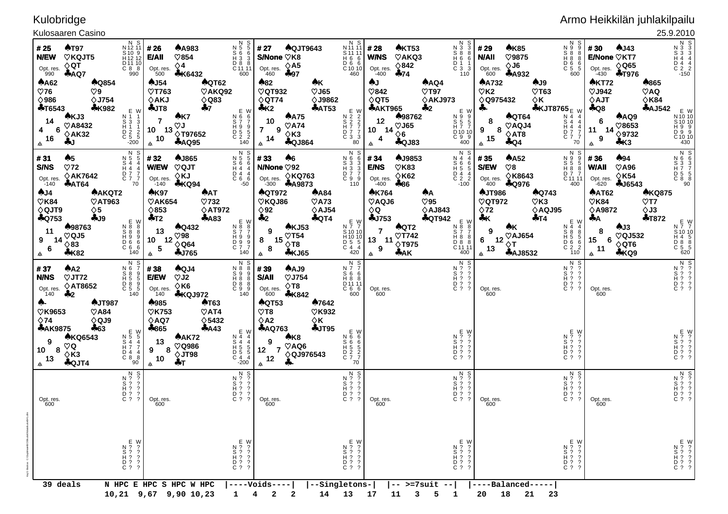## # 25 — N/EW

Opt. res. 990

| Hand | ♠ | ♥ | ♦ | ♣ | HCP |
|---|---|---|---|---|---|
| North | T97 | KQJT5 | QT | AQ7 | 14 |
| West | A62 | 76 | 986 | T6543 | 4 |
| East | Q854 | 9 | J754 | K982 | 6 |
| South | KJ3 | A8432 | AK32 | J | 16 |

| | N | S | E | W |
|---|---|---|---|---|
| N | 12 | 11 | 1 | 1 |
| S | 10 | 9 | 3 | 3 |
| H | 12 | 12 | 1 | 1 |
| D | 11 | 10 | 2 | 2 |
| C | 8 | 8 | 5 | 5 |
| | 990 | | -200 | |

## # 26 — E/All

Opt. res. 500

| Hand | ♠ | ♥ | ♦ | ♣ | HCP |
|---|---|---|---|---|---|
| North | A983 | 854 | 4 | K6432 | 7 |
| West | J54 | T763 | AKJ | JT8 | 10 |
| East | QT62 | AKQ92 | Q83 | 7 | 13 |
| South | K7 | J | T97652 | AQ95 | 10 |

| | N | S | E | W |
|---|---|---|---|---|
| N | 5 | 5 | 6 | 6 |
| S | 6 | 6 | 7 | 7 |
| H | 3 | 3 | 9 | 9 |
| D | 8 | 8 | 5 | 5 |
| C | 11 | 11 | 2 | 2 |
| | 600 | | 140 | |

## # 27 — S/None

Opt. res. 460

| Hand | ♠ | ♥ | ♦ | ♣ | HCP |
|---|---|---|---|---|---|
| North | QJT9643 | K8 | A5 | 97 | 10 |
| West | 82 | QT932 | QT74 | K2 | 7 |
| East | K | J65 | J9862 | AT53 | 9 |
| South | A75 | A74 | K3 | QJ864 | 14 |

| | N | S | E | W |
|---|---|---|---|---|
| N | 11 | 11 | 2 | 2 |
| S | 11 | 11 | 2 | 2 |
| H | 6 | 6 | 7 | 7 |
| D | 6 | 6 | 7 | 7 |
| C | 10 | 10 | 3 | 3 |
| | 460 | | 80 | |

## # 28 — W/NS

Opt. res. -400

| Hand | ♠ | ♥ | ♦ | ♣ | HCP |
|---|---|---|---|---|---|
| North | KT53 | AKQ3 | 842 | 74 | 12 |
| West | J | 842 | QT5 | AKT965 | 10 |
| East | AQ4 | T97 | AKJ973 | 2 | 14 |
| South | 98762 | J65 | 6 | QJ83 | 4 |

| | N | S | E | W |
|---|---|---|---|---|
| N | 3 | 3 | 9 | 9 |
| S | 8 | 8 | 5 | 5 |
| H | 6 | 6 | 7 | 7 |
| D | 1 | 1 | 10 | 10 |
| C | 3 | 3 | 9 | 9 |
| | 110 | | 400 | |

## # 29 — N/All

Opt. res. 600

| Hand | ♠ | ♥ | ♦ | ♣ | HCP |
|---|---|---|---|---|---|
| North | K85 | 9875 | J6 | A932 | 8 |
| West | A732 | K2 | Q975432 | - | 9 |
| East | J9 | T63 | K | KJT8765 | 8 |
| South | QT64 | AQJ4 | AT8 | Q4 | 15 |

| | N | S | E | W |
|---|---|---|---|---|
| N | 9 | 9 | 4 | 4 |
| S | 8 | 8 | 4 | 4 |
| H | 8 | 8 | 4 | 4 |
| D | 6 | 6 | 7 | 7 |
| C | 5 | 5 | 7 | 7 |
| | 600 | | 70 | |

## # 30 — E/None

Opt. res. -430

| Hand | ♠ | ♥ | ♦ | ♣ | HCP |
|---|---|---|---|---|---|
| North | J43 | KT7 | Q65 | T976 | 6 |
| West | KT72 | J942 | AJT | Q8 | 11 |
| East | 865 | AQ | K84 | AJ542 | 14 |
| South | AQ9 | 8653 | 9732 | K3 | 9 |

| | N | S | E | W |
|---|---|---|---|---|
| N | 3 | 3 | 10 | 10 |
| S | 3 | 3 | 10 | 10 |
| H | 4 | 4 | 9 | 9 |
| D | 4 | 4 | 9 | 9 |
| C | 2 | 2 | 10 | 10 |
| | -150 | | 430 | |

## # 31 — S/NS

Opt. res. -140

| Hand | ♠ | ♥ | ♦ | ♣ | HCP |
|---|---|---|---|---|---|
| North | 5 | 72 | AK7642 | AT64 | 11 |
| West | J4 | K84 | QJT9 | Q753 | 9 |
| East | AKQT2 | AT963 | 5 | J9 | 14 |
| South | 98763 | QJ5 | 83 | K82 | 6 |

| | N | S | E | W |
|---|---|---|---|---|
| N | 5 | 5 | 8 | 8 |
| S | 4 | 4 | 8 | 8 |
| H | 4 | 4 | 9 | 9 |
| D | 7 | 7 | 6 | 6 |
| C | 7 | 7 | 6 | 6 |
| | 70 | | 140 | |

## # 32 — W/EW

Opt. res. -140

| Hand | ♠ | ♥ | ♦ | ♣ | HCP |
|---|---|---|---|---|---|
| North | J865 | QJT | KJ | KQ94 | 13 |
| West | K97 | AK654 | 853 | T2 | 10 |
| East | AT | 732 | AT972 | A83 | 12 |
| South | Q432 | 98 | Q64 | J765 | 5 |

| | N | S | E | W |
|---|---|---|---|---|
| N | 5 | 5 | 8 | 8 |
| S | 6 | 6 | 7 | 7 |
| H | 4 | 4 | 9 | 9 |
| D | 4 | 4 | 9 | 9 |
| C | 6 | 6 | 7 | 7 |
| | -50 | | 140 | |

## # 33 — N/None

Opt. res. -300

| Hand | ♠ | ♥ | ♦ | ♣ | HCP |
|---|---|---|---|---|---|
| North | 6 | 92 | KQ763 | A9873 | 9 |
| West | QT972 | KQJ86 | 92 | 2 | 8 |
| East | A84 | A73 | AJ54 | QT4 | 15 |
| South | KJ53 | T54 | T8 | KJ65 | 8 |

| | N | S | E | W |
|---|---|---|---|---|
| N | 6 | 6 | 7 | 7 |
| S | 3 | 3 | 10 | 10 |
| H | 3 | 3 | 10 | 10 |
| D | 7 | 7 | 5 | 5 |
| C | 9 | 9 | 4 | 4 |
| | 110 | | 420 | |

## # 34 — E/NS

Opt. res. -400

| Hand | ♠ | ♥ | ♦ | ♣ | HCP |
|---|---|---|---|---|---|
| North | J9853 | K83 | K62 | 86 | 7 |
| West | K764 | AQJ6 | Q | J753 | 13 |
| East | A | 95 | AJ843 | QT942 | 11 |
| South | QT2 | T742 | T975 | AK | 9 |

| | N | S | E | W |
|---|---|---|---|---|
| N | 4 | 4 | 8 | 8 |
| S | 6 | 6 | 7 | 7 |
| H | 5 | 5 | 8 | 8 |
| D | 4 | 4 | 8 | 8 |
| C | 2 | 2 | 11 | 11 |
| | -100 | | 400 | |

## # 35 — S/EW

Opt. res. 400

| Hand | ♠ | ♥ | ♦ | ♣ | HCP |
|---|---|---|---|---|---|
| North | A52 | 8 | K8643 | Q976 | 9 |
| West | JT986 | QT972 | 72 | K | 6 |
| East | Q743 | K3 | AQJ95 | T4 | 12 |
| South | K | AJ654 | T | AJ8532 | 13 |

| | N | S | E | W |
|---|---|---|---|---|
| N | 9 | 9 | 4 | 4 |
| S | 5 | 5 | 8 | 8 |
| H | 8 | 8 | 5 | 5 |
| D | 7 | 7 | 6 | 6 |
| C | 11 | 11 | 2 | 2 |
| | 400 | | 110 | |

## # 36 — W/All

Opt. res. -620

| Hand | ♠ | ♥ | ♦ | ♣ | HCP |
|---|---|---|---|---|---|
| North | 94 | A96 | K54 | J6543 | 8 |
| West | AT62 | K84 | A9872 | A | 15 |
| East | KQ875 | T7 | J3 | T872 | 6 |
| South | J3 | QJ532 | QT6 | KQ9 | 11 |

| | N | S | E | W |
|---|---|---|---|---|
| N | 6 | 6 | 7 | 7 |
| S | 3 | 3 | 10 | 10 |
| H | 7 | 7 | 4 | 5 |
| D | 5 | 5 | 8 | 8 |
| C | 8 | 8 | 5 | 5 |
| | 90 | | 620 | |

## # 37 — N/NS

Opt. res. 140

| Hand | ♠ | ♥ | ♦ | ♣ | HCP |
|---|---|---|---|---|---|
| North | A2 | JT72 | AT8652 | 2 | 9 |
| West | - | K9653 | 74 | AK9875 | 10 |
| East | JT987 | A84 | QJ9 | 63 | 8 |
| South | KQ6543 | Q | K3 | QJT4 | 13 |

| | N | S | E | W |
|---|---|---|---|---|
| N | 6 | 7 | 5 | 5 |
| S | 8 | 9 | 4 | 4 |
| H | 5 | 5 | 7 | 7 |
| D | 8 | 9 | 4 | 4 |
| C | 5 | 5 | 8 | 8 |
| | 140 | | 90 | |

## # 38 — E/EW

Opt. res. 140

| Hand | ♠ | ♥ | ♦ | ♣ | HCP |
|---|---|---|---|---|---|
| North | QJ4 | J2 | K6 | KQJ972 | 13 |
| West | 985 | K753 | AQ7 | 865 | 9 |
| East | T63 | AT4 | 5432 | A43 | 8 |
| South | AK72 | Q986 | JT98 | T | 10 |

| | N | S | E | W |
|---|---|---|---|---|
| N | 8 | 8 | 4 | 4 |
| S | 9 | 9 | 4 | 4 |
| H | 8 | 8 | 5 | 5 |
| D | 8 | 8 | 5 | 5 |
| C | 9 | 9 | 4 | 4 |
| | 140 | | -200 | |

## # 39 — S/All

Opt. res. 600

| Hand | ♠ | ♥ | ♦ | ♣ | HCP |
|---|---|---|---|---|---|
| North | AJ9 | J754 | T8 | K842 | 9 |
| West | QT53 | T8 | A2 | AQ763 | 12 |
| East | 7642 | K932 | K | JT95 | 7 |
| South | K8 | AQ6 | QJ976543 | - | 12 |

| | N | S | E | W |
|---|---|---|---|---|
| N | 7 | 7 | 6 | 6 |
| S | 6 | 6 | 6 | 6 |
| H | 8 | 8 | 5 | 5 |
| D | 11 | 11 | 2 | 2 |
| C | 6 | 6 | 7 | 7 |
| | 600 | | 70 | |

## Statistics

39 deals

| N HPC | E HPC | S HPC | W HPC | Voids | | | | Singletons | | | | >=7suit | | | Balanced | | | |
|---|---|---|---|---|---|---|---|---|---|---|---|---|---|---|---|---|---|---|
| 10,21 | 9,67 | 9,90 | 10,23 | 1 | 4 | 2 | 2 | 14 | 13 | 17 | 11 | 3 | 5 | 1 | 20 | 18 | 21 | 23 |